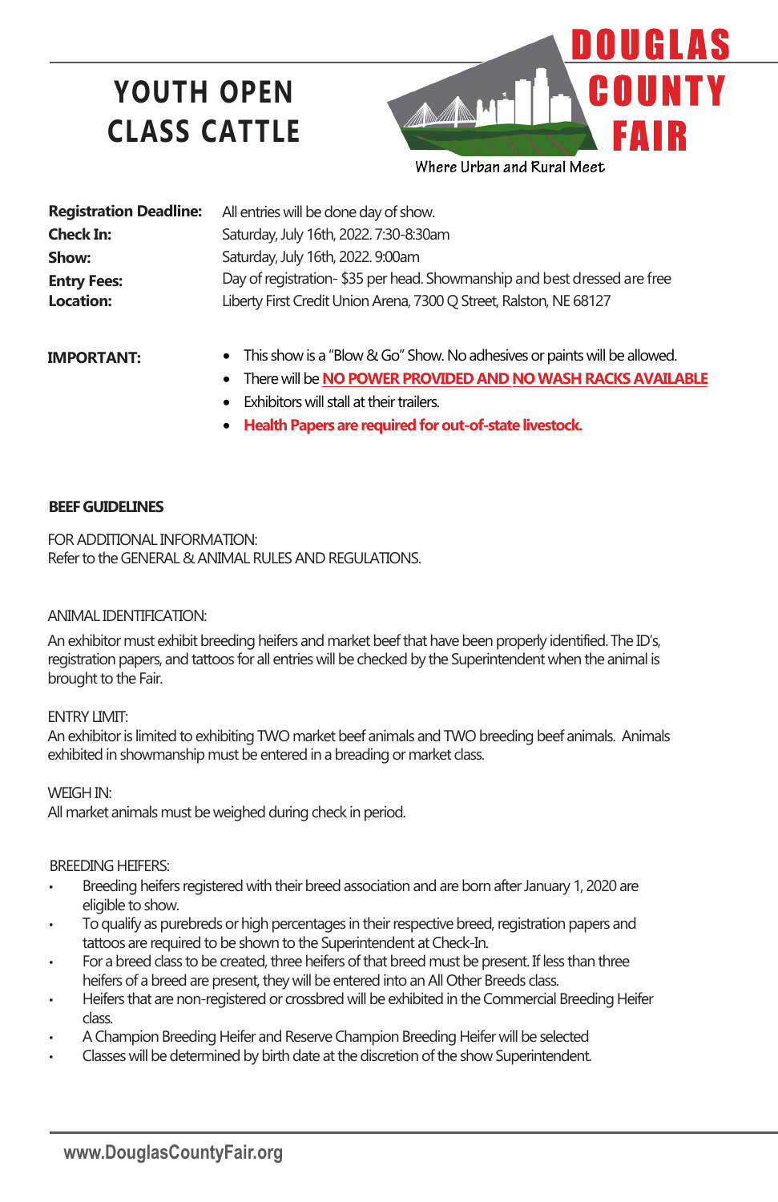# YOUTH OPEN CLASS CATTLE

DOUGLAS COUNTY FAIR

Where Urban and Rural Meet

| | |
|---|---|
| **Registration Deadline:** | All entries will be done day of show. |
| **Check In:** | Saturday, July 16th, 2022. 7:30-8:30am |
| **Show:** | Saturday, July 16th, 2022. 9:00am |
| **Entry Fees:** | Day of registration- $35 per head. Showmanship and best dressed are free |
| **Location:** | Liberty First Credit Union Arena, 7300 Q Street, Ralston, NE 68127 |

**IMPORTANT:**

- This show is a "Blow & Go" Show. No adhesives or paints will be allowed.
- There will be **NO POWER PROVIDED AND NO WASH RACKS AVAILABLE**
- Exhibitors will stall at their trailers.
- **Health Papers are required for out-of-state livestock.**

## BEEF GUIDELINES

FOR ADDITIONAL INFORMATION:
Refer to the GENERAL & ANIMAL RULES AND REGULATIONS.

ANIMAL IDENTIFICATION:

An exhibitor must exhibit breeding heifers and market beef that have been properly identified. The ID's, registration papers, and tattoos for all entries will be checked by the Superintendent when the animal is brought to the Fair.

ENTRY LIMIT:
An exhibitor is limited to exhibiting TWO market beef animals and TWO breeding beef animals. Animals exhibited in showmanship must be entered in a breading or market class.

WEIGH IN:
All market animals must be weighed during check in period.

BREEDING HEIFERS:

- Breeding heifers registered with their breed association and are born after January 1, 2020 are eligible to show.
- To qualify as purebreds or high percentages in their respective breed, registration papers and tattoos are required to be shown to the Superintendent at Check-In.
- For a breed class to be created, three heifers of that breed must be present. If less than three heifers of a breed are present, they will be entered into an All Other Breeds class.
- Heifers that are non-registered or crossbred will be exhibited in the Commercial Breeding Heifer class.
- A Champion Breeding Heifer and Reserve Champion Breeding Heifer will be selected
- Classes will be determined by birth date at the discretion of the show Superintendent.

www.DouglasCountyFair.org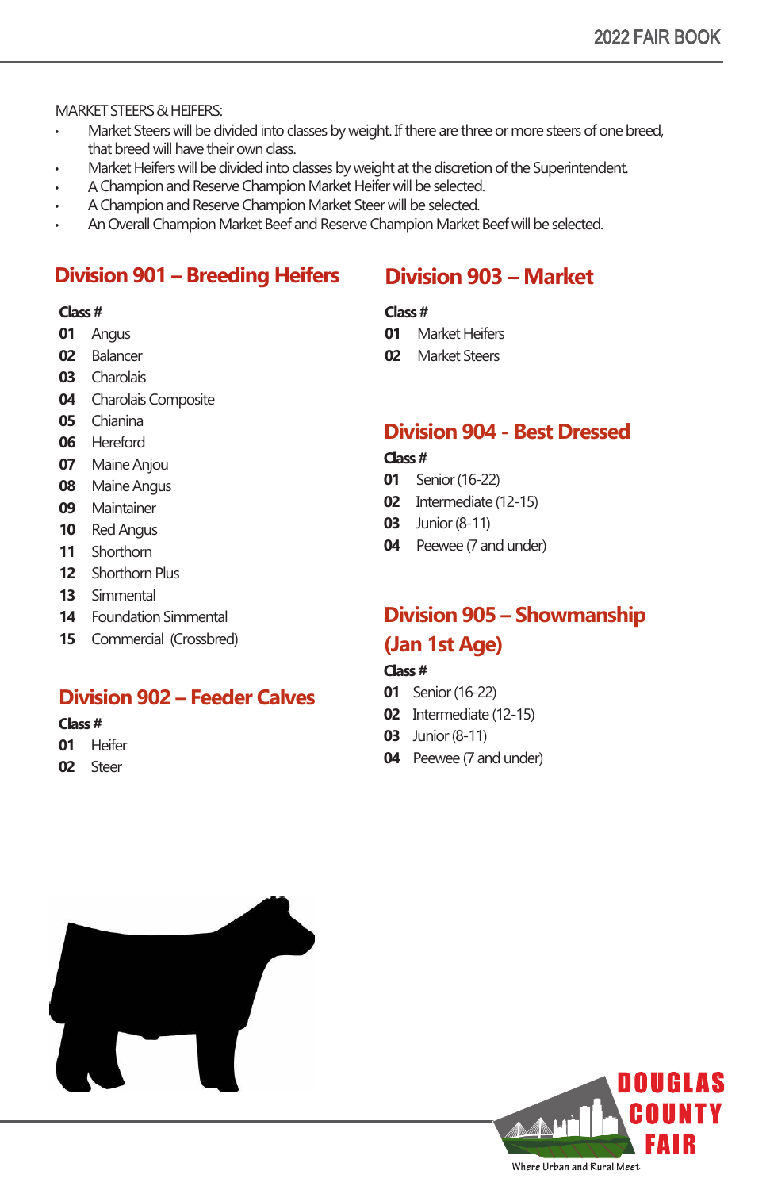MARKET STEERS & HEIFERS:

- Market Steers will be divided into classes by weight. If there are three or more steers of one breed, that breed will have their own class.
- Market Heifers will be divided into classes by weight at the discretion of the Superintendent.
- A Champion and Reserve Champion Market Heifer will be selected.
- A Champion and Reserve Champion Market Steer will be selected.
- An Overall Champion Market Beef and Reserve Champion Market Beef will be selected.

## Division 901 – Breeding Heifers

| Class # | |
|---|---|
| **01** | Angus |
| **02** | Balancer |
| **03** | Charolais |
| **04** | Charolais Composite |
| **05** | Chianina |
| **06** | Hereford |
| **07** | Maine Anjou |
| **08** | Maine Angus |
| **09** | Maintainer |
| **10** | Red Angus |
| **11** | Shorthorn |
| **12** | Shorthorn Plus |
| **13** | Simmental |
| **14** | Foundation Simmental |
| **15** | Commercial (Crossbred) |

## Division 902 – Feeder Calves

| Class # | |
|---|---|
| **01** | Heifer |
| **02** | Steer |

## Division 903 – Market

| Class # | |
|---|---|
| **01** | Market Heifers |
| **02** | Market Steers |

## Division 904 - Best Dressed

| Class # | |
|---|---|
| **01** | Senior (16-22) |
| **02** | Intermediate (12-15) |
| **03** | Junior (8-11) |
| **04** | Peewee (7 and under) |

## Division 905 – Showmanship (Jan 1st Age)

| Class # | |
|---|---|
| **01** | Senior (16-22) |
| **02** | Intermediate (12-15) |
| **03** | Junior (8-11) |
| **04** | Peewee (7 and under) |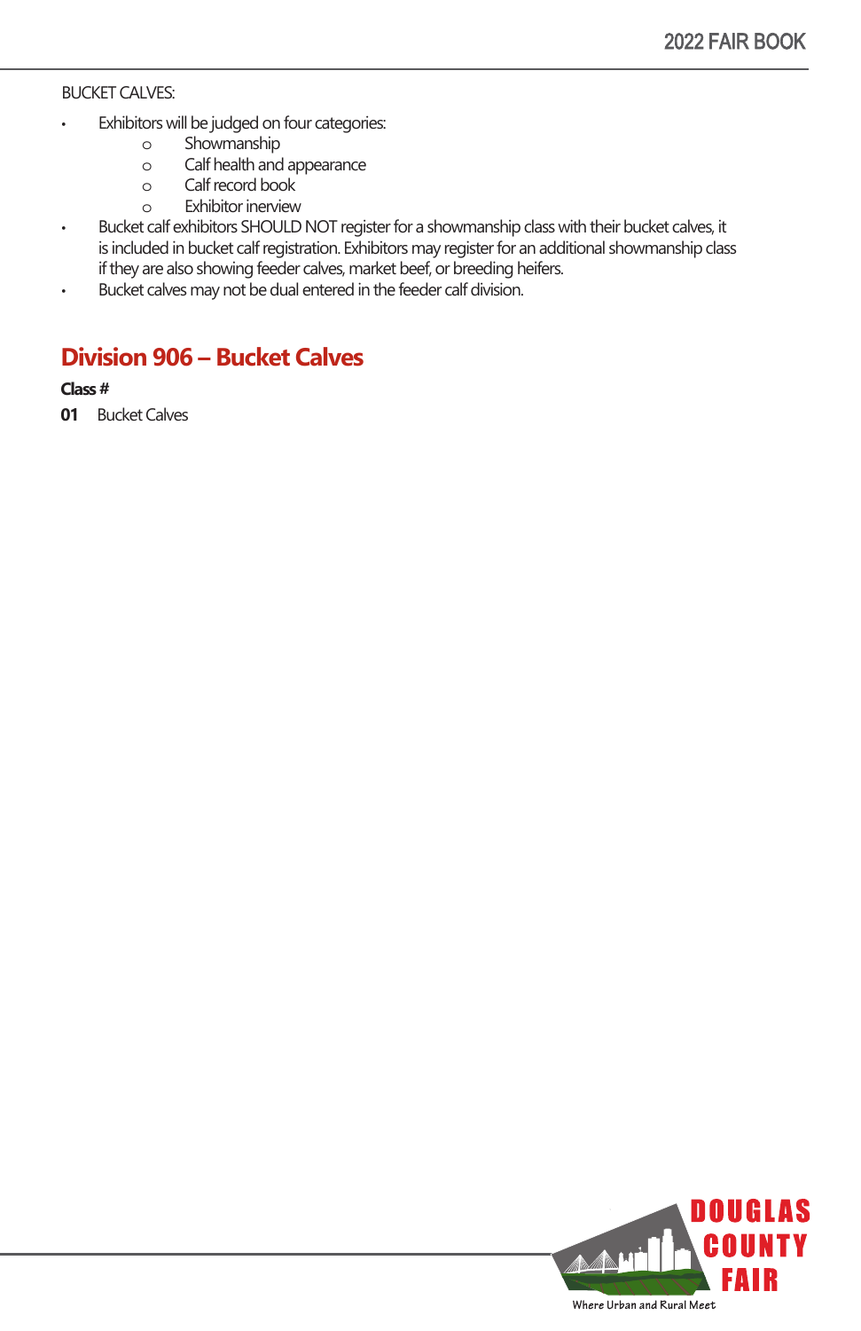BUCKET CALVES:

- Exhibitors will be judged on four categories:
  - Showmanship
  - Calf health and appearance
  - Calf record book
  - Exhibitor inerview
- Bucket calf exhibitors SHOULD NOT register for a showmanship class with their bucket calves, it is included in bucket calf registration. Exhibitors may register for an additional showmanship class if they are also showing feeder calves, market beef, or breeding heifers.
- Bucket calves may not be dual entered in the feeder calf division.

## Division 906 – Bucket Calves

**Class #**

**01** Bucket Calves